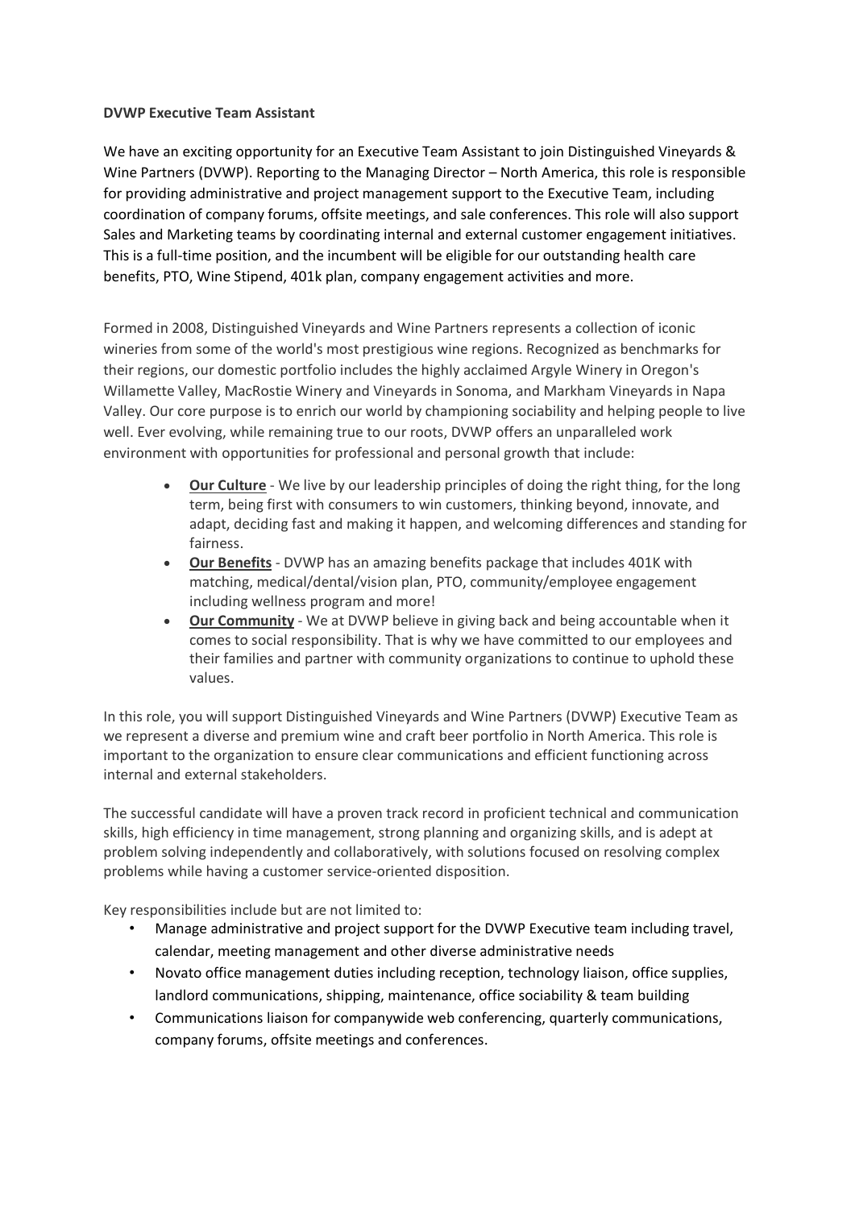**DVWP Executive Team Assistant**

We have an exciting opportunity for an Executive Team Assistant to join Distinguished Vineyards & Wine Partners (DVWP). Reporting to the Managing Director – North America, this role is responsible for providing administrative and project management support to the Executive Team, including coordination of company forums, offsite meetings, and sale conferences. This role will also support Sales and Marketing teams by coordinating internal and external customer engagement initiatives. This is a full-time position, and the incumbent will be eligible for our outstanding health care benefits, PTO, Wine Stipend, 401k plan, company engagement activities and more.

Formed in 2008, Distinguished Vineyards and Wine Partners represents a collection of iconic wineries from some of the world's most prestigious wine regions. Recognized as benchmarks for their regions, our domestic portfolio includes the highly acclaimed Argyle Winery in Oregon's Willamette Valley, MacRostie Winery and Vineyards in Sonoma, and Markham Vineyards in Napa Valley. Our core purpose is to enrich our world by championing sociability and helping people to live well. Ever evolving, while remaining true to our roots, DVWP offers an unparalleled work environment with opportunities for professional and personal growth that include:

- **Our Culture** - We live by our leadership principles of doing the right thing, for the long term, being first with consumers to win customers, thinking beyond, innovate, and adapt, deciding fast and making it happen, and welcoming differences and standing for fairness.
- **Our Benefits** - DVWP has an amazing benefits package that includes 401K with matching, medical/dental/vision plan, PTO, community/employee engagement including wellness program and more!
- **Our Community** - We at DVWP believe in giving back and being accountable when it comes to social responsibility. That is why we have committed to our employees and their families and partner with community organizations to continue to uphold these values.

In this role, you will support Distinguished Vineyards and Wine Partners (DVWP) Executive Team as we represent a diverse and premium wine and craft beer portfolio in North America. This role is important to the organization to ensure clear communications and efficient functioning across internal and external stakeholders.

The successful candidate will have a proven track record in proficient technical and communication skills, high efficiency in time management, strong planning and organizing skills, and is adept at problem solving independently and collaboratively, with solutions focused on resolving complex problems while having a customer service-oriented disposition.

Key responsibilities include but are not limited to:

- Manage administrative and project support for the DVWP Executive team including travel, calendar, meeting management and other diverse administrative needs
- Novato office management duties including reception, technology liaison, office supplies, landlord communications, shipping, maintenance, office sociability & team building
- Communications liaison for companywide web conferencing, quarterly communications, company forums, offsite meetings and conferences.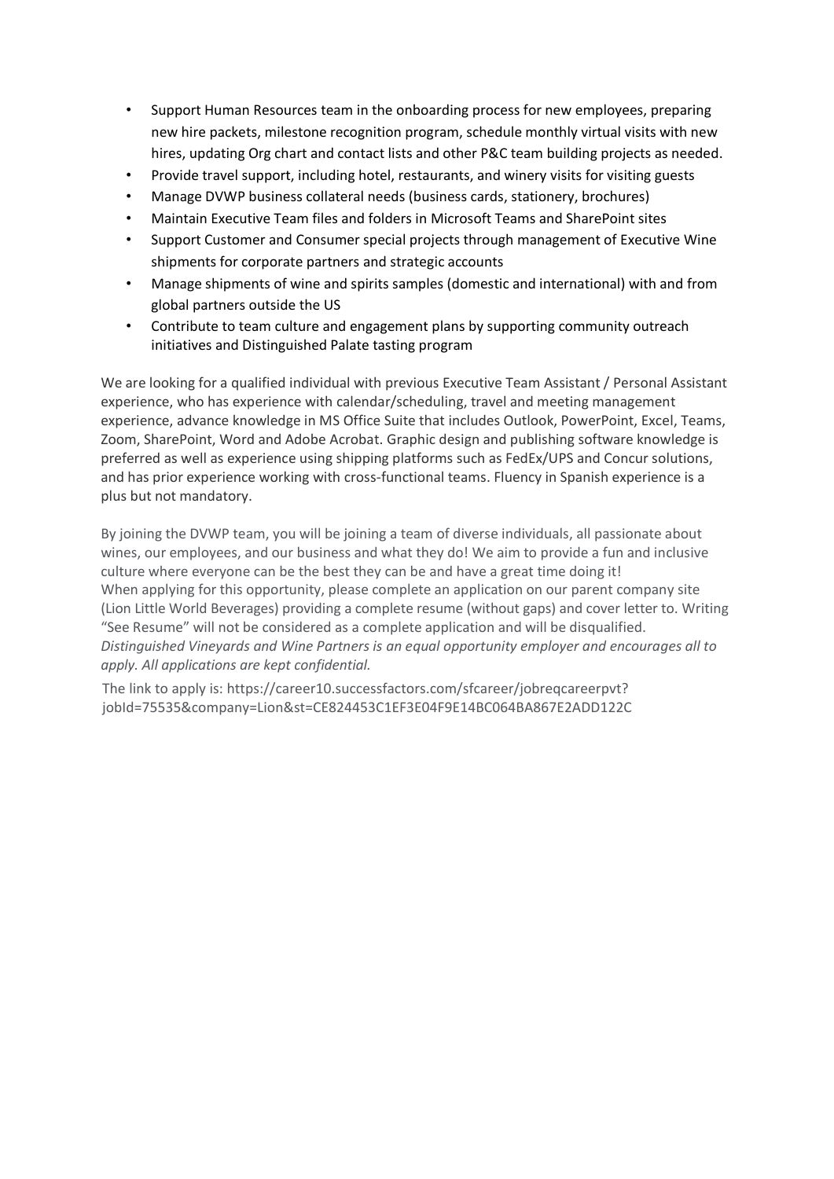- Support Human Resources team in the onboarding process for new employees, preparing new hire packets, milestone recognition program, schedule monthly virtual visits with new hires, updating Org chart and contact lists and other P&C team building projects as needed.
- Provide travel support, including hotel, restaurants, and winery visits for visiting guests
- Manage DVWP business collateral needs (business cards, stationery, brochures)
- Maintain Executive Team files and folders in Microsoft Teams and SharePoint sites
- Support Customer and Consumer special projects through management of Executive Wine shipments for corporate partners and strategic accounts
- Manage shipments of wine and spirits samples (domestic and international) with and from global partners outside the US
- Contribute to team culture and engagement plans by supporting community outreach initiatives and Distinguished Palate tasting program

We are looking for a qualified individual with previous Executive Team Assistant / Personal Assistant experience, who has experience with calendar/scheduling, travel and meeting management experience, advance knowledge in MS Office Suite that includes Outlook, PowerPoint, Excel, Teams, Zoom, SharePoint, Word and Adobe Acrobat. Graphic design and publishing software knowledge is preferred as well as experience using shipping platforms such as FedEx/UPS and Concur solutions, and has prior experience working with cross-functional teams. Fluency in Spanish experience is a plus but not mandatory.

By joining the DVWP team, you will be joining a team of diverse individuals, all passionate about wines, our employees, and our business and what they do! We aim to provide a fun and inclusive culture where everyone can be the best they can be and have a great time doing it!
When applying for this opportunity, please complete an application on our parent company site (Lion Little World Beverages) providing a complete resume (without gaps) and cover letter to. Writing "See Resume" will not be considered as a complete application and will be disqualified.
*Distinguished Vineyards and Wine Partners is an equal opportunity employer and encourages all to apply. All applications are kept confidential.*

The link to apply is: https://career10.successfactors.com/sfcareer/jobreqcareerpvt?jobId=75535&company=Lion&st=CE824453C1EF3E04F9E14BC064BA867E2ADD122C